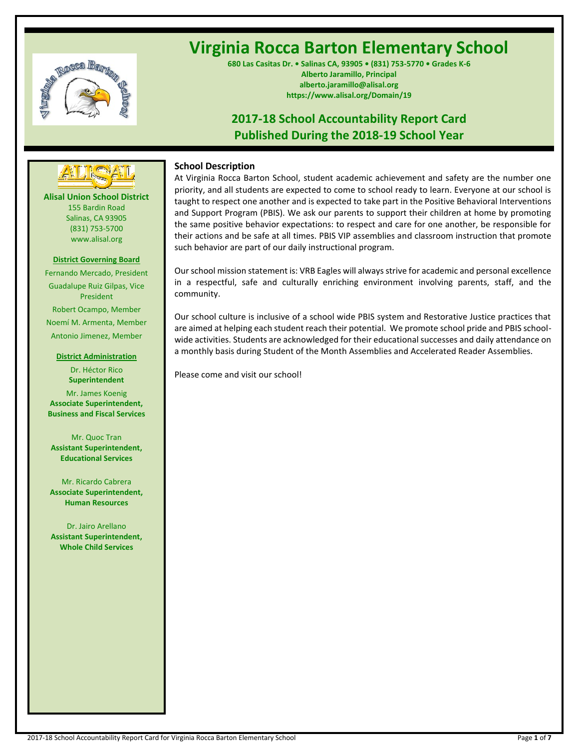# Virginia Rocca Barton Elementary School

**680 Las Casitas Dr. • Salinas CA, 93905 • (831) 753-5770 • Grades K-6**
**Alberto Jaramillo, Principal**
**alberto.jaramillo@alisal.org**
**https://www.alisal.org/Domain/19**

## 2017-18 School Accountability Report Card
## Published During the 2018-19 School Year

**Alisal Union School District**
155 Bardin Road
Salinas, CA 93905
(831) 753-5700
www.alisal.org

**District Governing Board**

Fernando Mercado, President

Guadalupe Ruiz Gilpas, Vice President

Robert Ocampo, Member

Noemí M. Armenta, Member

Antonio Jimenez, Member

**District Administration**

Dr. Héctor Rico
**Superintendent**

Mr. James Koenig
**Associate Superintendent, Business and Fiscal Services**

Mr. Quoc Tran
**Assistant Superintendent, Educational Services**

Mr. Ricardo Cabrera
**Associate Superintendent, Human Resources**

Dr. Jairo Arellano
**Assistant Superintendent, Whole Child Services**

### School Description

At Virginia Rocca Barton School, student academic achievement and safety are the number one priority, and all students are expected to come to school ready to learn. Everyone at our school is taught to respect one another and is expected to take part in the Positive Behavioral Interventions and Support Program (PBIS). We ask our parents to support their children at home by promoting the same positive behavior expectations: to respect and care for one another, be responsible for their actions and be safe at all times. PBIS VIP assemblies and classroom instruction that promote such behavior are part of our daily instructional program.

Our school mission statement is: VRB Eagles will always strive for academic and personal excellence in a respectful, safe and culturally enriching environment involving parents, staff, and the community.

Our school culture is inclusive of a school wide PBIS system and Restorative Justice practices that are aimed at helping each student reach their potential. We promote school pride and PBIS school-wide activities. Students are acknowledged for their educational successes and daily attendance on a monthly basis during Student of the Month Assemblies and Accelerated Reader Assemblies.

Please come and visit our school!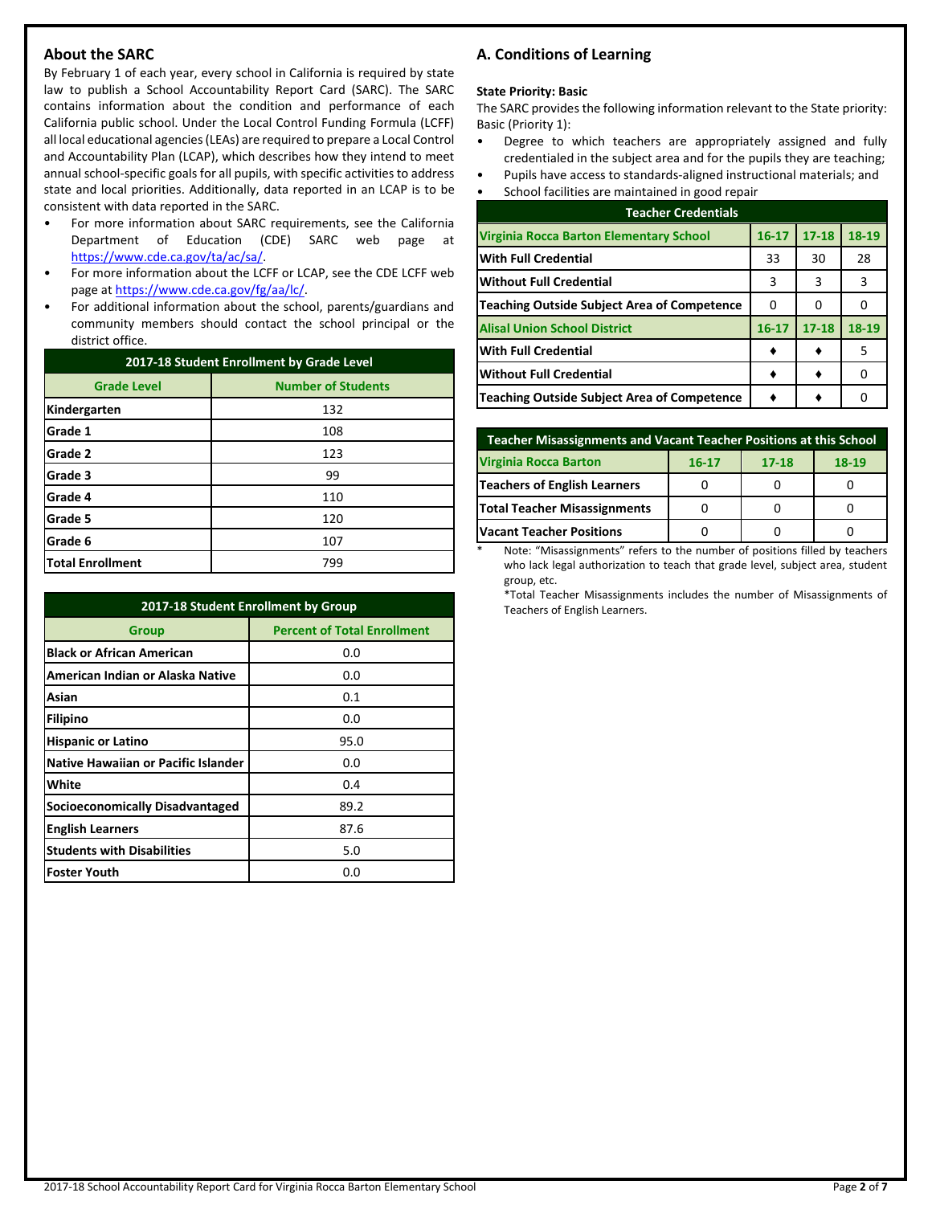## About the SARC

By February 1 of each year, every school in California is required by state law to publish a School Accountability Report Card (SARC). The SARC contains information about the condition and performance of each California public school. Under the Local Control Funding Formula (LCFF) all local educational agencies (LEAs) are required to prepare a Local Control and Accountability Plan (LCAP), which describes how they intend to meet annual school-specific goals for all pupils, with specific activities to address state and local priorities. Additionally, data reported in an LCAP is to be consistent with data reported in the SARC.

- For more information about SARC requirements, see the California Department of Education (CDE) SARC web page at https://www.cde.ca.gov/ta/ac/sa/.
- For more information about the LCFF or LCAP, see the CDE LCFF web page at https://www.cde.ca.gov/fg/aa/lc/.
- For additional information about the school, parents/guardians and community members should contact the school principal or the district office.

| 2017-18 Student Enrollment by Grade Level | |
|---|---|
| **Grade Level** | **Number of Students** |
| Kindergarten | 132 |
| Grade 1 | 108 |
| Grade 2 | 123 |
| Grade 3 | 99 |
| Grade 4 | 110 |
| Grade 5 | 120 |
| Grade 6 | 107 |
| Total Enrollment | 799 |

| 2017-18 Student Enrollment by Group | |
|---|---|
| **Group** | **Percent of Total Enrollment** |
| Black or African American | 0.0 |
| American Indian or Alaska Native | 0.0 |
| Asian | 0.1 |
| Filipino | 0.0 |
| Hispanic or Latino | 95.0 |
| Native Hawaiian or Pacific Islander | 0.0 |
| White | 0.4 |
| Socioeconomically Disadvantaged | 89.2 |
| English Learners | 87.6 |
| Students with Disabilities | 5.0 |
| Foster Youth | 0.0 |

## A. Conditions of Learning

**State Priority: Basic**

The SARC provides the following information relevant to the State priority: Basic (Priority 1):

- Degree to which teachers are appropriately assigned and fully credentialed in the subject area and for the pupils they are teaching;
- Pupils have access to standards-aligned instructional materials; and
- School facilities are maintained in good repair

| Teacher Credentials | | | |
|---|---|---|---|
| **Virginia Rocca Barton Elementary School** | **16-17** | **17-18** | **18-19** |
| With Full Credential | 33 | 30 | 28 |
| Without Full Credential | 3 | 3 | 3 |
| Teaching Outside Subject Area of Competence | 0 | 0 | 0 |
| **Alisal Union School District** | **16-17** | **17-18** | **18-19** |
| With Full Credential | ♦ | ♦ | 5 |
| Without Full Credential | ♦ | ♦ | 0 |
| Teaching Outside Subject Area of Competence | ♦ | ♦ | 0 |

| Teacher Misassignments and Vacant Teacher Positions at this School | | | |
|---|---|---|---|
| **Virginia Rocca Barton** | **16-17** | **17-18** | **18-19** |
| Teachers of English Learners | 0 | 0 | 0 |
| Total Teacher Misassignments | 0 | 0 | 0 |
| Vacant Teacher Positions | 0 | 0 | 0 |

* Note: "Misassignments" refers to the number of positions filled by teachers who lack legal authorization to teach that grade level, subject area, student group, etc.

*Total Teacher Misassignments includes the number of Misassignments of Teachers of English Learners.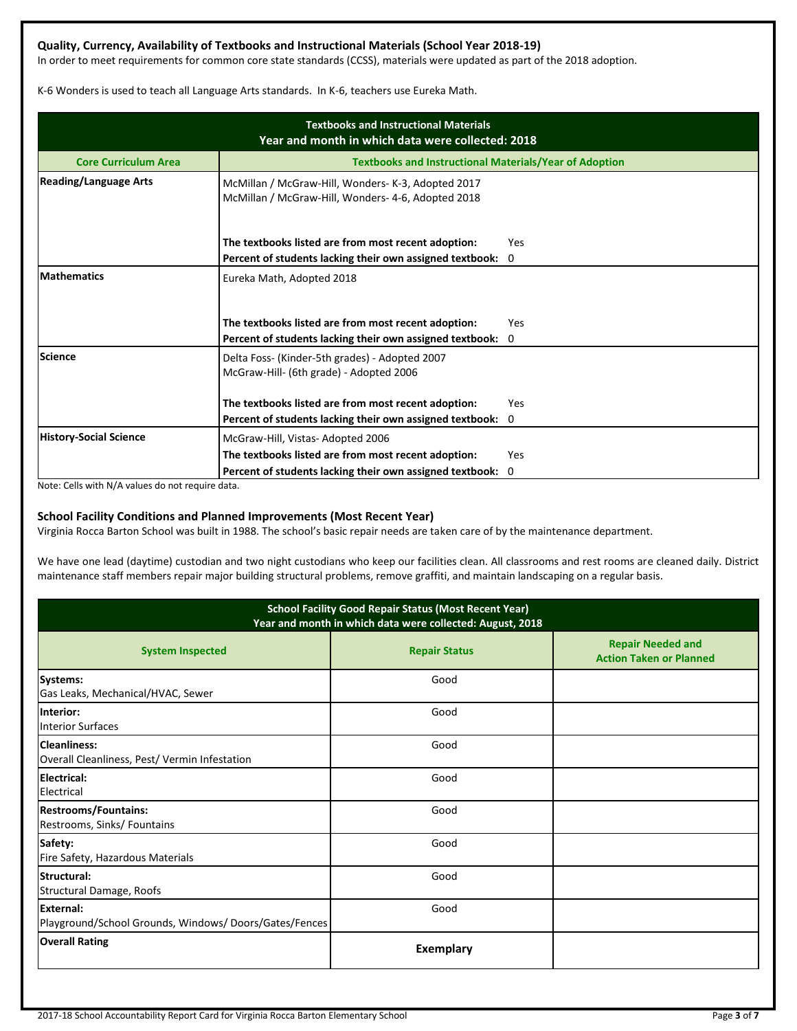### Quality, Currency, Availability of Textbooks and Instructional Materials (School Year 2018-19)

In order to meet requirements for common core state standards (CCSS), materials were updated as part of the 2018 adoption.

K-6 Wonders is used to teach all Language Arts standards. In K-6, teachers use Eureka Math.

| Textbooks and Instructional Materials<br>Year and month in which data were collected: 2018 | |
|---|---|
| **Core Curriculum Area** | **Textbooks and Instructional Materials/Year of Adoption** |
| **Reading/Language Arts** | McMillan / McGraw-Hill, Wonders- K-3, Adopted 2017<br>McMillan / McGraw-Hill, Wonders- 4-6, Adopted 2018<br><br>**The textbooks listed are from most recent adoption:** Yes<br>**Percent of students lacking their own assigned textbook:** 0 |
| **Mathematics** | Eureka Math, Adopted 2018<br><br>**The textbooks listed are from most recent adoption:** Yes<br>**Percent of students lacking their own assigned textbook:** 0 |
| **Science** | Delta Foss- (Kinder-5th grades) - Adopted 2007<br>McGraw-Hill- (6th grade) - Adopted 2006<br><br>**The textbooks listed are from most recent adoption:** Yes<br>**Percent of students lacking their own assigned textbook:** 0 |
| **History-Social Science** | McGraw-Hill, Vistas- Adopted 2006<br>**The textbooks listed are from most recent adoption:** Yes<br>**Percent of students lacking their own assigned textbook:** 0 |

Note: Cells with N/A values do not require data.

### School Facility Conditions and Planned Improvements (Most Recent Year)

Virginia Rocca Barton School was built in 1988. The school's basic repair needs are taken care of by the maintenance department.

We have one lead (daytime) custodian and two night custodians who keep our facilities clean. All classrooms and rest rooms are cleaned daily. District maintenance staff members repair major building structural problems, remove graffiti, and maintain landscaping on a regular basis.

| School Facility Good Repair Status (Most Recent Year)<br>Year and month in which data were collected: August, 2018 | | |
|---|---|---|
| **System Inspected** | **Repair Status** | **Repair Needed and Action Taken or Planned** |
| **Systems:**<br>Gas Leaks, Mechanical/HVAC, Sewer | Good | |
| **Interior:**<br>Interior Surfaces | Good | |
| **Cleanliness:**<br>Overall Cleanliness, Pest/ Vermin Infestation | Good | |
| **Electrical:**<br>Electrical | Good | |
| **Restrooms/Fountains:**<br>Restrooms, Sinks/ Fountains | Good | |
| **Safety:**<br>Fire Safety, Hazardous Materials | Good | |
| **Structural:**<br>Structural Damage, Roofs | Good | |
| **External:**<br>Playground/School Grounds, Windows/ Doors/Gates/Fences | Good | |
| **Overall Rating** | **Exemplary** | |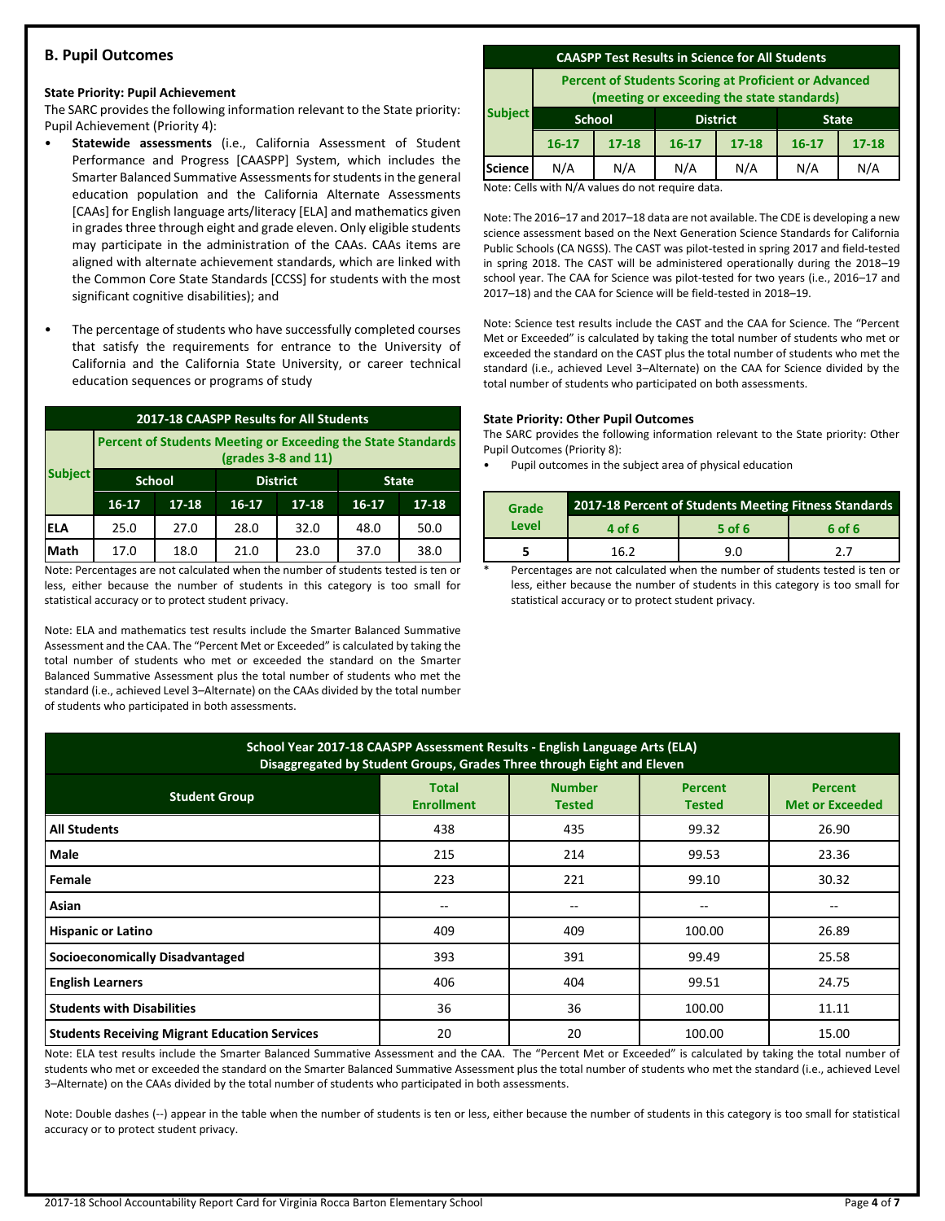## B. Pupil Outcomes

**State Priority: Pupil Achievement**

The SARC provides the following information relevant to the State priority: Pupil Achievement (Priority 4):

- **Statewide assessments** (i.e., California Assessment of Student Performance and Progress [CAASPP] System, which includes the Smarter Balanced Summative Assessments for students in the general education population and the California Alternate Assessments [CAAs] for English language arts/literacy [ELA] and mathematics given in grades three through eight and grade eleven. Only eligible students may participate in the administration of the CAAs. CAAs items are aligned with alternate achievement standards, which are linked with the Common Core State Standards [CCSS] for students with the most significant cognitive disabilities); and
- The percentage of students who have successfully completed courses that satisfy the requirements for entrance to the University of California and the California State University, or career technical education sequences or programs of study

| 2017-18 CAASPP Results for All Students | | | | | | |
|---|---|---|---|---|---|---|
| Subject | Percent of Students Meeting or Exceeding the State Standards (grades 3-8 and 11) | | | | | |
| | School | | District | | State | |
| | 16-17 | 17-18 | 16-17 | 17-18 | 16-17 | 17-18 |
| ELA | 25.0 | 27.0 | 28.0 | 32.0 | 48.0 | 50.0 |
| Math | 17.0 | 18.0 | 21.0 | 23.0 | 37.0 | 38.0 |

Note: Percentages are not calculated when the number of students tested is ten or less, either because the number of students in this category is too small for statistical accuracy or to protect student privacy.

Note: ELA and mathematics test results include the Smarter Balanced Summative Assessment and the CAA. The "Percent Met or Exceeded" is calculated by taking the total number of students who met or exceeded the standard on the Smarter Balanced Summative Assessment plus the total number of students who met the standard (i.e., achieved Level 3–Alternate) on the CAAs divided by the total number of students who participated in both assessments.

| CAASPP Test Results in Science for All Students | | | | | | |
|---|---|---|---|---|---|---|
| Subject | Percent of Students Scoring at Proficient or Advanced (meeting or exceeding the state standards) | | | | | |
| | School | | District | | State | |
| | 16-17 | 17-18 | 16-17 | 17-18 | 16-17 | 17-18 |
| Science | N/A | N/A | N/A | N/A | N/A | N/A |

Note: Cells with N/A values do not require data.

Note: The 2016–17 and 2017–18 data are not available. The CDE is developing a new science assessment based on the Next Generation Science Standards for California Public Schools (CA NGSS). The CAST was pilot-tested in spring 2017 and field-tested in spring 2018. The CAST will be administered operationally during the 2018–19 school year. The CAA for Science was pilot-tested for two years (i.e., 2016–17 and 2017–18) and the CAA for Science will be field-tested in 2018–19.

Note: Science test results include the CAST and the CAA for Science. The "Percent Met or Exceeded" is calculated by taking the total number of students who met or exceeded the standard on the CAST plus the total number of students who met the standard (i.e., achieved Level 3–Alternate) on the CAA for Science divided by the total number of students who participated on both assessments.

**State Priority: Other Pupil Outcomes**

The SARC provides the following information relevant to the State priority: Other Pupil Outcomes (Priority 8):

- Pupil outcomes in the subject area of physical education

| Grade Level | 2017-18 Percent of Students Meeting Fitness Standards | | |
|---|---|---|---|
| | 4 of 6 | 5 of 6 | 6 of 6 |
| 5 | 16.2 | 9.0 | 2.7 |

\* Percentages are not calculated when the number of students tested is ten or less, either because the number of students in this category is too small for statistical accuracy or to protect student privacy.

| School Year 2017-18 CAASPP Assessment Results - English Language Arts (ELA) Disaggregated by Student Groups, Grades Three through Eight and Eleven | | | | |
|---|---|---|---|---|
| Student Group | Total Enrollment | Number Tested | Percent Tested | Percent Met or Exceeded |
| All Students | 438 | 435 | 99.32 | 26.90 |
| Male | 215 | 214 | 99.53 | 23.36 |
| Female | 223 | 221 | 99.10 | 30.32 |
| Asian | -- | -- | -- | -- |
| Hispanic or Latino | 409 | 409 | 100.00 | 26.89 |
| Socioeconomically Disadvantaged | 393 | 391 | 99.49 | 25.58 |
| English Learners | 406 | 404 | 99.51 | 24.75 |
| Students with Disabilities | 36 | 36 | 100.00 | 11.11 |
| Students Receiving Migrant Education Services | 20 | 20 | 100.00 | 15.00 |

Note: ELA test results include the Smarter Balanced Summative Assessment and the CAA. The "Percent Met or Exceeded" is calculated by taking the total number of students who met or exceeded the standard on the Smarter Balanced Summative Assessment plus the total number of students who met the standard (i.e., achieved Level 3–Alternate) on the CAAs divided by the total number of students who participated in both assessments.

Note: Double dashes (--) appear in the table when the number of students is ten or less, either because the number of students in this category is too small for statistical accuracy or to protect student privacy.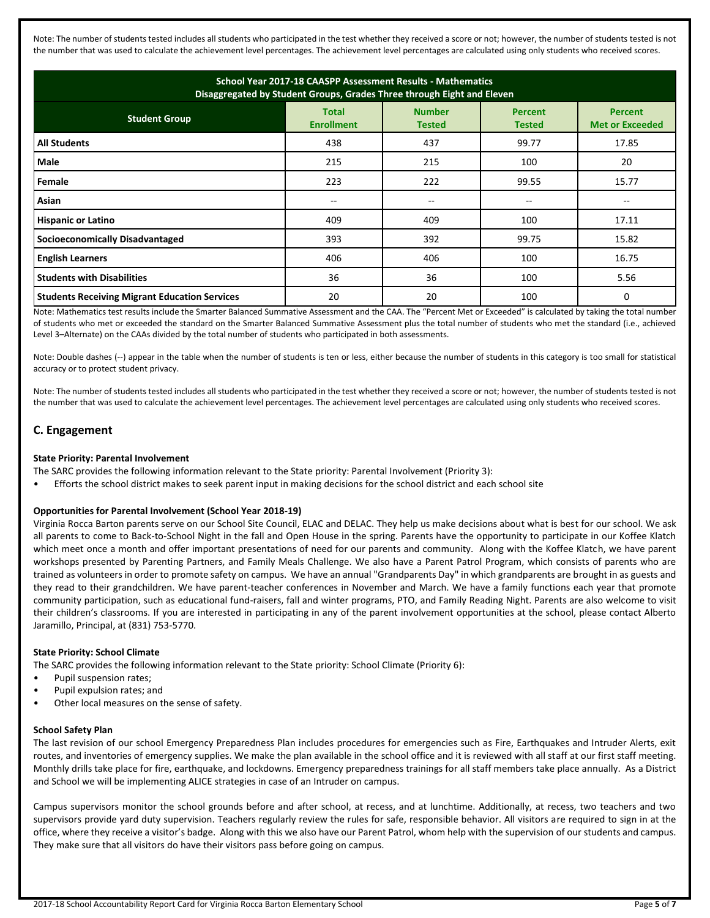Note: The number of students tested includes all students who participated in the test whether they received a score or not; however, the number of students tested is not the number that was used to calculate the achievement level percentages. The achievement level percentages are calculated using only students who received scores.

| School Year 2017-18 CAASPP Assessment Results - Mathematics Disaggregated by Student Groups, Grades Three through Eight and Eleven | | | | |
|---|---|---|---|---|
| **Student Group** | **Total Enrollment** | **Number Tested** | **Percent Tested** | **Percent Met or Exceeded** |
| **All Students** | 438 | 437 | 99.77 | 17.85 |
| **Male** | 215 | 215 | 100 | 20 |
| **Female** | 223 | 222 | 99.55 | 15.77 |
| **Asian** | -- | -- | -- | -- |
| **Hispanic or Latino** | 409 | 409 | 100 | 17.11 |
| **Socioeconomically Disadvantaged** | 393 | 392 | 99.75 | 15.82 |
| **English Learners** | 406 | 406 | 100 | 16.75 |
| **Students with Disabilities** | 36 | 36 | 100 | 5.56 |
| **Students Receiving Migrant Education Services** | 20 | 20 | 100 | 0 |

Note: Mathematics test results include the Smarter Balanced Summative Assessment and the CAA. The "Percent Met or Exceeded" is calculated by taking the total number of students who met or exceeded the standard on the Smarter Balanced Summative Assessment plus the total number of students who met the standard (i.e., achieved Level 3–Alternate) on the CAAs divided by the total number of students who participated in both assessments.

Note: Double dashes (--) appear in the table when the number of students is ten or less, either because the number of students in this category is too small for statistical accuracy or to protect student privacy.

Note: The number of students tested includes all students who participated in the test whether they received a score or not; however, the number of students tested is not the number that was used to calculate the achievement level percentages. The achievement level percentages are calculated using only students who received scores.

## C. Engagement

**State Priority: Parental Involvement**

The SARC provides the following information relevant to the State priority: Parental Involvement (Priority 3):

- Efforts the school district makes to seek parent input in making decisions for the school district and each school site

**Opportunities for Parental Involvement (School Year 2018-19)**

Virginia Rocca Barton parents serve on our School Site Council, ELAC and DELAC. They help us make decisions about what is best for our school. We ask all parents to come to Back-to-School Night in the fall and Open House in the spring. Parents have the opportunity to participate in our Koffee Klatch which meet once a month and offer important presentations of need for our parents and community. Along with the Koffee Klatch, we have parent workshops presented by Parenting Partners, and Family Meals Challenge. We also have a Parent Patrol Program, which consists of parents who are trained as volunteers in order to promote safety on campus. We have an annual "Grandparents Day" in which grandparents are brought in as guests and they read to their grandchildren. We have parent-teacher conferences in November and March. We have a family functions each year that promote community participation, such as educational fund-raisers, fall and winter programs, PTO, and Family Reading Night. Parents are also welcome to visit their children's classrooms. If you are interested in participating in any of the parent involvement opportunities at the school, please contact Alberto Jaramillo, Principal, at (831) 753-5770.

**State Priority: School Climate**

The SARC provides the following information relevant to the State priority: School Climate (Priority 6):

- Pupil suspension rates;
- Pupil expulsion rates; and
- Other local measures on the sense of safety.

**School Safety Plan**

The last revision of our school Emergency Preparedness Plan includes procedures for emergencies such as Fire, Earthquakes and Intruder Alerts, exit routes, and inventories of emergency supplies. We make the plan available in the school office and it is reviewed with all staff at our first staff meeting. Monthly drills take place for fire, earthquake, and lockdowns. Emergency preparedness trainings for all staff members take place annually. As a District and School we will be implementing ALICE strategies in case of an Intruder on campus.

Campus supervisors monitor the school grounds before and after school, at recess, and at lunchtime. Additionally, at recess, two teachers and two supervisors provide yard duty supervision. Teachers regularly review the rules for safe, responsible behavior. All visitors are required to sign in at the office, where they receive a visitor's badge. Along with this we also have our Parent Patrol, whom help with the supervision of our students and campus. They make sure that all visitors do have their visitors pass before going on campus.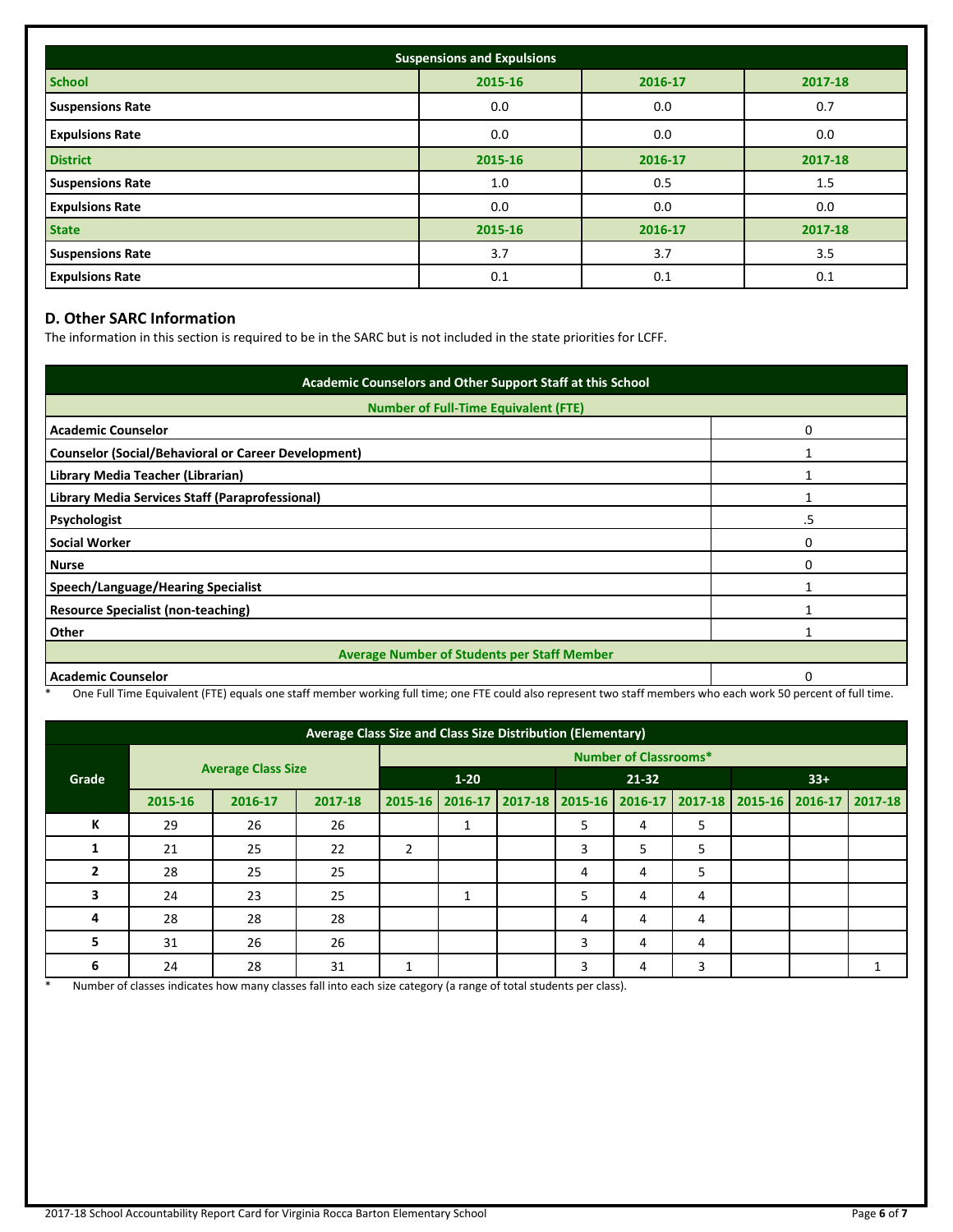| Suspensions and Expulsions | | | |
|---|---|---|---|
| **School** | **2015-16** | **2016-17** | **2017-18** |
| **Suspensions Rate** | 0.0 | 0.0 | 0.7 |
| **Expulsions Rate** | 0.0 | 0.0 | 0.0 |
| **District** | **2015-16** | **2016-17** | **2017-18** |
| **Suspensions Rate** | 1.0 | 0.5 | 1.5 |
| **Expulsions Rate** | 0.0 | 0.0 | 0.0 |
| **State** | **2015-16** | **2016-17** | **2017-18** |
| **Suspensions Rate** | 3.7 | 3.7 | 3.5 |
| **Expulsions Rate** | 0.1 | 0.1 | 0.1 |

## D. Other SARC Information

The information in this section is required to be in the SARC but is not included in the state priorities for LCFF.

| Academic Counselors and Other Support Staff at this School | |
|---|---|
| **Number of Full-Time Equivalent (FTE)** | |
| **Academic Counselor** | 0 |
| **Counselor (Social/Behavioral or Career Development)** | 1 |
| **Library Media Teacher (Librarian)** | 1 |
| **Library Media Services Staff (Paraprofessional)** | 1 |
| **Psychologist** | .5 |
| **Social Worker** | 0 |
| **Nurse** | 0 |
| **Speech/Language/Hearing Specialist** | 1 |
| **Resource Specialist (non-teaching)** | 1 |
| **Other** | 1 |
| **Average Number of Students per Staff Member** | |
| **Academic Counselor** | 0 |

\* One Full Time Equivalent (FTE) equals one staff member working full time; one FTE could also represent two staff members who each work 50 percent of full time.

| Average Class Size and Class Size Distribution (Elementary) | | | | | | | | | | | | |
|---|---|---|---|---|---|---|---|---|---|---|---|---|
| **Grade** | **Average Class Size** | | | **Number of Classrooms*** | | | | | | | | |
| | | | | **1-20** | | | **21-32** | | | **33+** | | |
| | **2015-16** | **2016-17** | **2017-18** | **2015-16** | **2016-17** | **2017-18** | **2015-16** | **2016-17** | **2017-18** | **2015-16** | **2016-17** | **2017-18** |
| **K** | 29 | 26 | 26 | | 1 | | 5 | 4 | 5 | | | |
| **1** | 21 | 25 | 22 | 2 | | | 3 | 5 | 5 | | | |
| **2** | 28 | 25 | 25 | | | | 4 | 4 | 5 | | | |
| **3** | 24 | 23 | 25 | | 1 | | 5 | 4 | 4 | | | |
| **4** | 28 | 28 | 28 | | | | 4 | 4 | 4 | | | |
| **5** | 31 | 26 | 26 | | | | 3 | 4 | 4 | | | |
| **6** | 24 | 28 | 31 | 1 | | | 3 | 4 | 3 | | | 1 |

\* Number of classes indicates how many classes fall into each size category (a range of total students per class).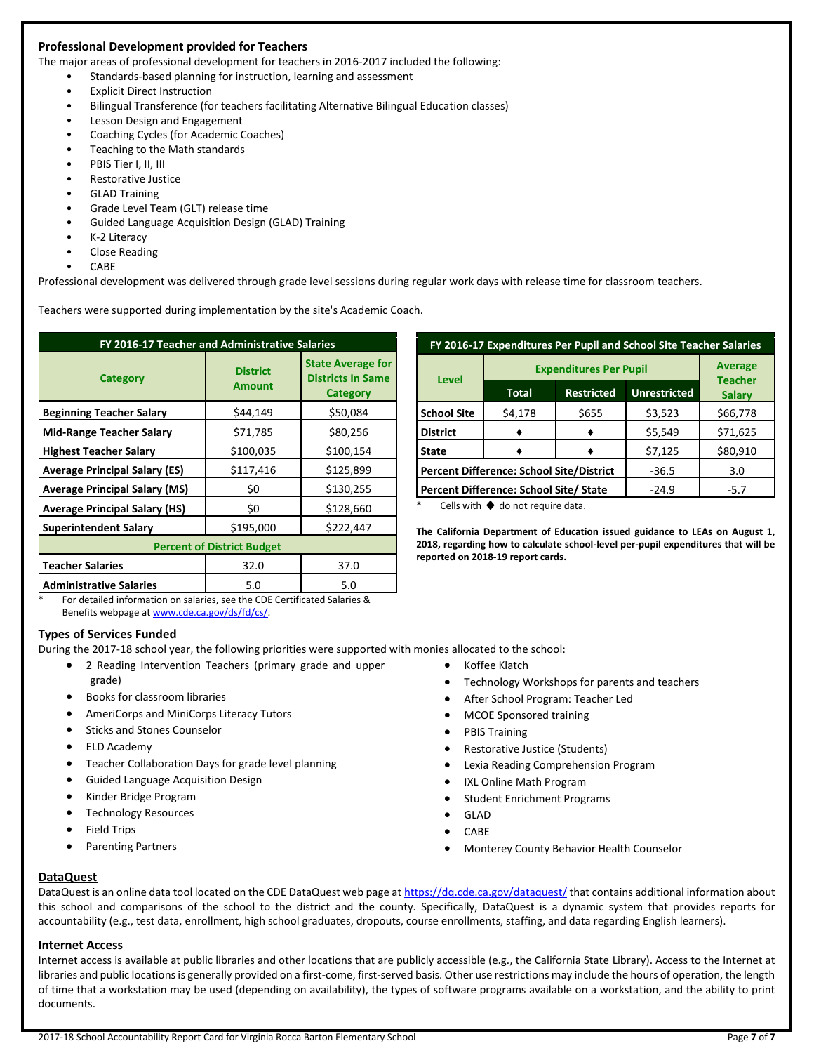## Professional Development provided for Teachers

The major areas of professional development for teachers in 2016-2017 included the following:

- Standards-based planning for instruction, learning and assessment
- Explicit Direct Instruction
- Bilingual Transference (for teachers facilitating Alternative Bilingual Education classes)
- Lesson Design and Engagement
- Coaching Cycles (for Academic Coaches)
- Teaching to the Math standards
- PBIS Tier I, II, III
- Restorative Justice
- GLAD Training
- Grade Level Team (GLT) release time
- Guided Language Acquisition Design (GLAD) Training
- K-2 Literacy
- Close Reading
- CABE

Professional development was delivered through grade level sessions during regular work days with release time for classroom teachers.

Teachers were supported during implementation by the site's Academic Coach.

| FY 2016-17 Teacher and Administrative Salaries | | |
|---|---|---|
| **Category** | **District Amount** | **State Average for Districts In Same Category** |
| **Beginning Teacher Salary** | $44,149 | $50,084 |
| **Mid-Range Teacher Salary** | $71,785 | $80,256 |
| **Highest Teacher Salary** | $100,035 | $100,154 |
| **Average Principal Salary (ES)** | $117,416 | $125,899 |
| **Average Principal Salary (MS)** | $0 | $130,255 |
| **Average Principal Salary (HS)** | $0 | $128,660 |
| **Superintendent Salary** | $195,000 | $222,447 |
| **Percent of District Budget** | | |
| **Teacher Salaries** | 32.0 | 37.0 |
| **Administrative Salaries** | 5.0 | 5.0 |

\* For detailed information on salaries, see the CDE Certificated Salaries & Benefits webpage at www.cde.ca.gov/ds/fd/cs/.

| FY 2016-17 Expenditures Per Pupil and School Site Teacher Salaries | | | | |
|---|---|---|---|---|
| **Level** | **Expenditures Per Pupil** | | | **Average Teacher Salary** |
| | **Total** | **Restricted** | **Unrestricted** | |
| **School Site** | $4,178 | $655 | $3,523 | $66,778 |
| **District** | ♦ | ♦ | $5,549 | $71,625 |
| **State** | ♦ | ♦ | $7,125 | $80,910 |
| **Percent Difference: School Site/District** | | | -36.5 | 3.0 |
| **Percent Difference: School Site/ State** | | | -24.9 | -5.7 |

\* Cells with ♦ do not require data.

**The California Department of Education issued guidance to LEAs on August 1, 2018, regarding how to calculate school-level per-pupil expenditures that will be reported on 2018-19 report cards.**

## Types of Services Funded

During the 2017-18 school year, the following priorities were supported with monies allocated to the school:

- 2 Reading Intervention Teachers (primary grade and upper grade)
- Books for classroom libraries
- AmeriCorps and MiniCorps Literacy Tutors
- Sticks and Stones Counselor
- ELD Academy
- Teacher Collaboration Days for grade level planning
- Guided Language Acquisition Design
- Kinder Bridge Program
- Technology Resources
- Field Trips
- Parenting Partners
- Koffee Klatch
- Technology Workshops for parents and teachers
- After School Program: Teacher Led
- MCOE Sponsored training
- PBIS Training
- Restorative Justice (Students)
- Lexia Reading Comprehension Program
- IXL Online Math Program
- Student Enrichment Programs
- GLAD
- CABE
- Monterey County Behavior Health Counselor

## DataQuest

DataQuest is an online data tool located on the CDE DataQuest web page at https://dq.cde.ca.gov/dataquest/ that contains additional information about this school and comparisons of the school to the district and the county. Specifically, DataQuest is a dynamic system that provides reports for accountability (e.g., test data, enrollment, high school graduates, dropouts, course enrollments, staffing, and data regarding English learners).

## Internet Access

Internet access is available at public libraries and other locations that are publicly accessible (e.g., the California State Library). Access to the Internet at libraries and public locations is generally provided on a first-come, first-served basis. Other use restrictions may include the hours of operation, the length of time that a workstation may be used (depending on availability), the types of software programs available on a workstation, and the ability to print documents.